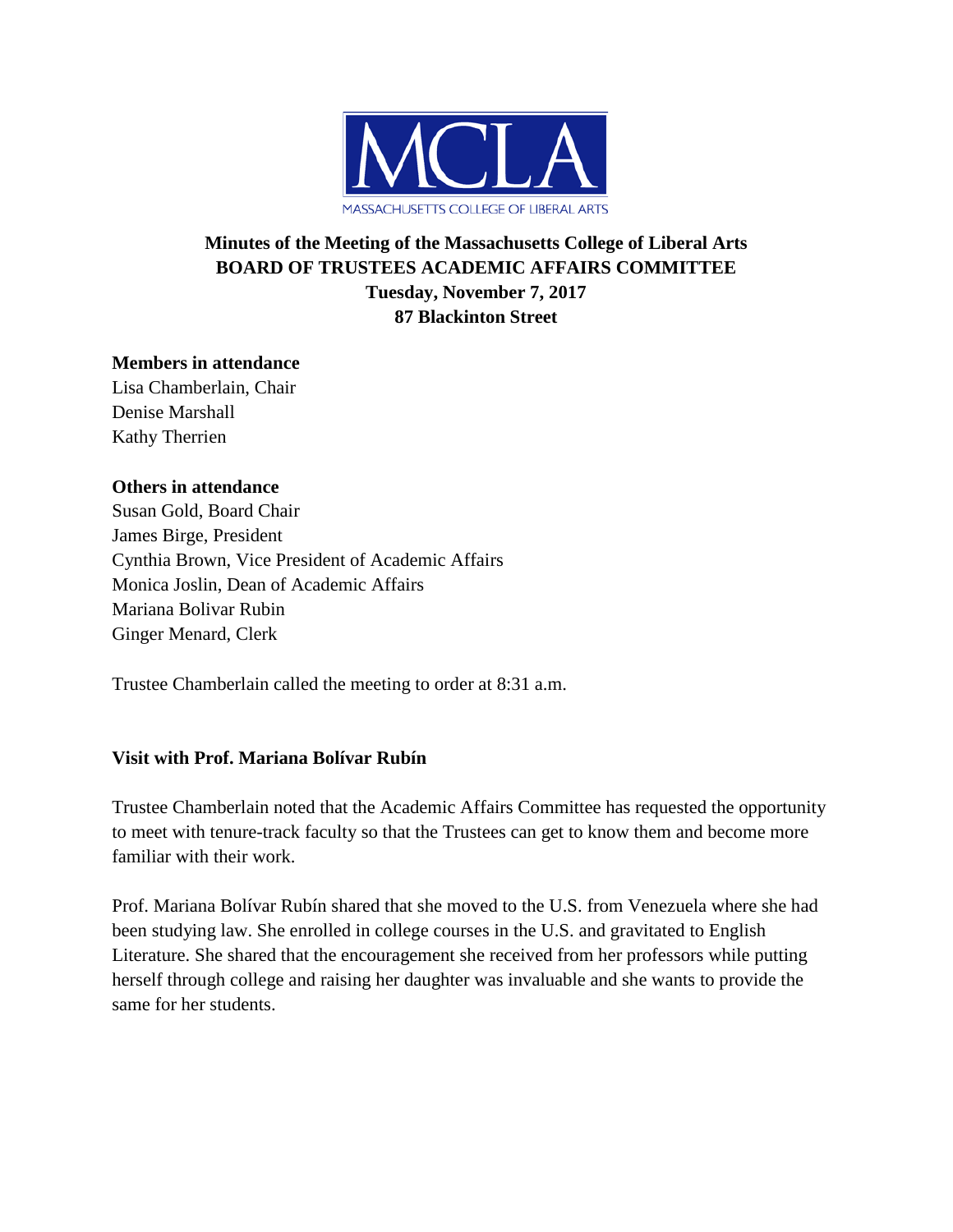MCLA

MASSACHUSETTS COLLEGE OF LIBERAL ARTS

**Minutes of the Meeting of the Massachusetts College of Liberal Arts**
**BOARD OF TRUSTEES ACADEMIC AFFAIRS COMMITTEE**
**Tuesday, November 7, 2017**
**87 Blackinton Street**

**Members in attendance**
Lisa Chamberlain, Chair
Denise Marshall
Kathy Therrien

**Others in attendance**
Susan Gold, Board Chair
James Birge, President
Cynthia Brown, Vice President of Academic Affairs
Monica Joslin, Dean of Academic Affairs
Mariana Bolivar Rubin
Ginger Menard, Clerk

Trustee Chamberlain called the meeting to order at 8:31 a.m.

**Visit with Prof. Mariana Bolívar Rubín**

Trustee Chamberlain noted that the Academic Affairs Committee has requested the opportunity to meet with tenure-track faculty so that the Trustees can get to know them and become more familiar with their work.

Prof. Mariana Bolívar Rubín shared that she moved to the U.S. from Venezuela where she had been studying law. She enrolled in college courses in the U.S. and gravitated to English Literature. She shared that the encouragement she received from her professors while putting herself through college and raising her daughter was invaluable and she wants to provide the same for her students.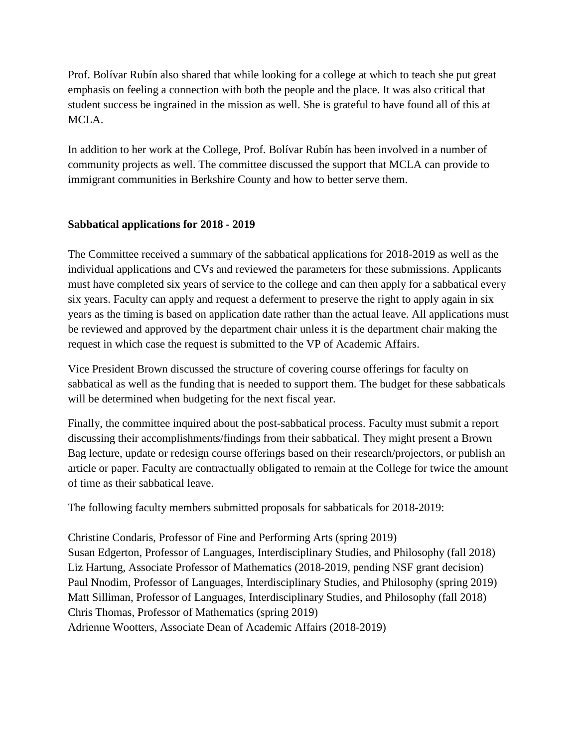Prof. Bolívar Rubín also shared that while looking for a college at which to teach she put great emphasis on feeling a connection with both the people and the place. It was also critical that student success be ingrained in the mission as well. She is grateful to have found all of this at MCLA.

In addition to her work at the College, Prof. Bolívar Rubín has been involved in a number of community projects as well. The committee discussed the support that MCLA can provide to immigrant communities in Berkshire County and how to better serve them.

**Sabbatical applications for 2018 - 2019**

The Committee received a summary of the sabbatical applications for 2018-2019 as well as the individual applications and CVs and reviewed the parameters for these submissions. Applicants must have completed six years of service to the college and can then apply for a sabbatical every six years. Faculty can apply and request a deferment to preserve the right to apply again in six years as the timing is based on application date rather than the actual leave. All applications must be reviewed and approved by the department chair unless it is the department chair making the request in which case the request is submitted to the VP of Academic Affairs.

Vice President Brown discussed the structure of covering course offerings for faculty on sabbatical as well as the funding that is needed to support them. The budget for these sabbaticals will be determined when budgeting for the next fiscal year.

Finally, the committee inquired about the post-sabbatical process. Faculty must submit a report discussing their accomplishments/findings from their sabbatical. They might present a Brown Bag lecture, update or redesign course offerings based on their research/projectors, or publish an article or paper. Faculty are contractually obligated to remain at the College for twice the amount of time as their sabbatical leave.

The following faculty members submitted proposals for sabbaticals for 2018-2019:

Christine Condaris, Professor of Fine and Performing Arts (spring 2019)
Susan Edgerton, Professor of Languages, Interdisciplinary Studies, and Philosophy (fall 2018)
Liz Hartung, Associate Professor of Mathematics (2018-2019, pending NSF grant decision)
Paul Nnodim, Professor of Languages, Interdisciplinary Studies, and Philosophy (spring 2019)
Matt Silliman, Professor of Languages, Interdisciplinary Studies, and Philosophy (fall 2018)
Chris Thomas, Professor of Mathematics (spring 2019)
Adrienne Wootters, Associate Dean of Academic Affairs (2018-2019)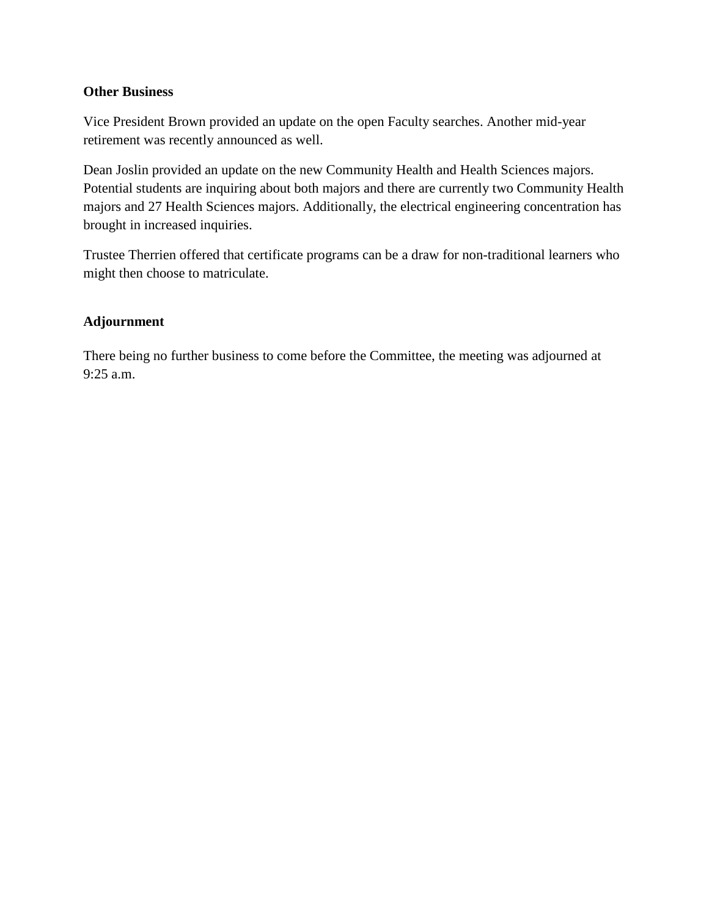**Other Business**

Vice President Brown provided an update on the open Faculty searches. Another mid-year retirement was recently announced as well.

Dean Joslin provided an update on the new Community Health and Health Sciences majors. Potential students are inquiring about both majors and there are currently two Community Health majors and 27 Health Sciences majors. Additionally, the electrical engineering concentration has brought in increased inquiries.

Trustee Therrien offered that certificate programs can be a draw for non-traditional learners who might then choose to matriculate.

**Adjournment**

There being no further business to come before the Committee, the meeting was adjourned at 9:25 a.m.